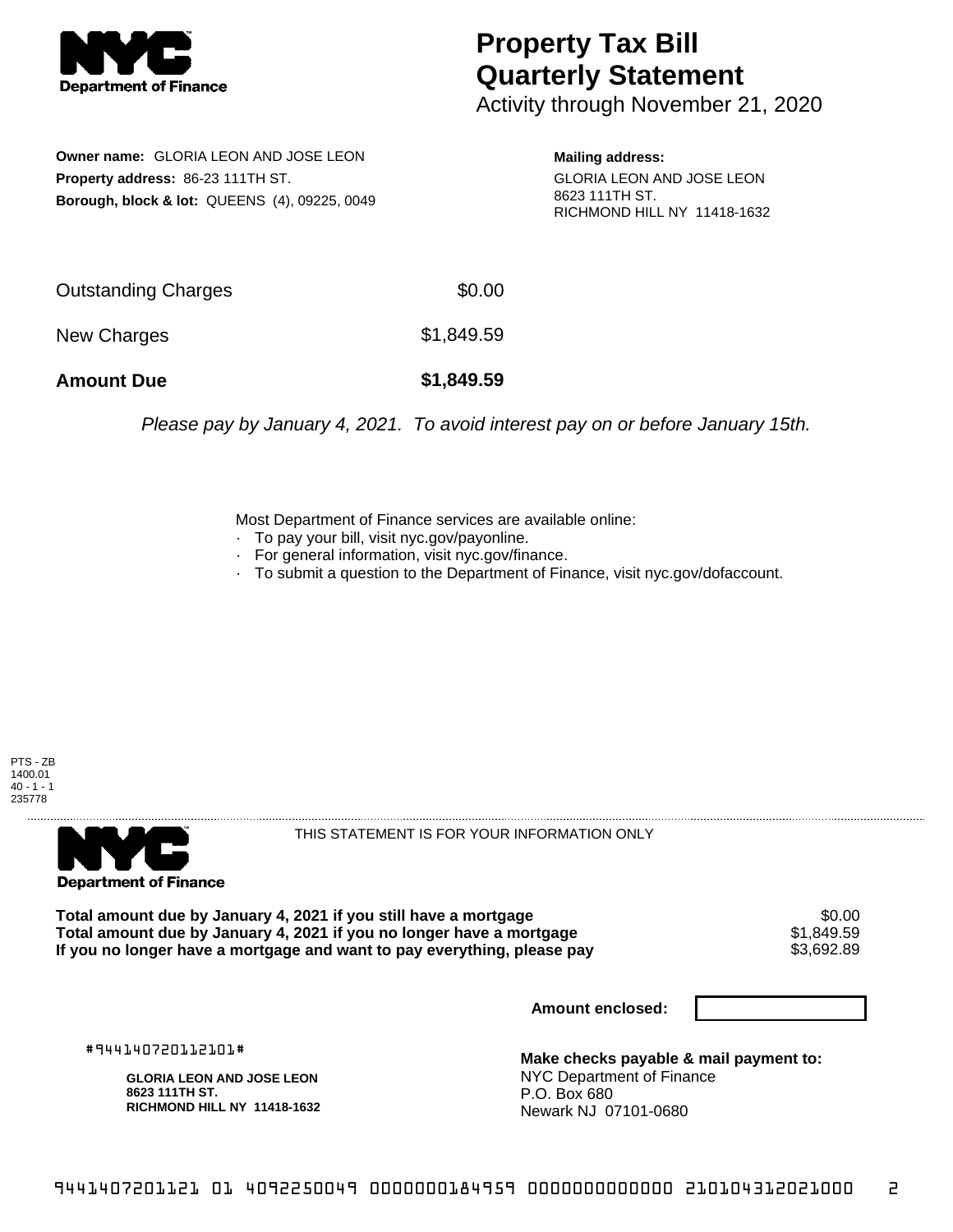# Property Tax Bill Quarterly Statement

Activity through November 21, 2020

**Owner name:** GLORIA LEON AND JOSE LEON
**Property address:** 86-23 111TH ST.
**Borough, block & lot:** QUEENS (4), 09225, 0049

**Mailing address:**
GLORIA LEON AND JOSE LEON
8623 111TH ST.
RICHMOND HILL NY 11418-1632

| | |
|---|---|
| Outstanding Charges | $0.00 |
| New Charges | $1,849.59 |
| **Amount Due** | **$1,849.59** |

*Please pay by January 4, 2021. To avoid interest pay on or before January 15th.*

Most Department of Finance services are available online:
- To pay your bill, visit nyc.gov/payonline.
- For general information, visit nyc.gov/finance.
- To submit a question to the Department of Finance, visit nyc.gov/dofaccount.

PTS - ZB
1400.01
40 - 1 - 1
235778

THIS STATEMENT IS FOR YOUR INFORMATION ONLY

| | |
|---|---|
| **Total amount due by January 4, 2021 if you still have a mortgage** | $0.00 |
| **Total amount due by January 4, 2021 if you no longer have a mortgage** | $1,849.59 |
| **If you no longer have a mortgage and want to pay everything, please pay** | $3,692.89 |

**Amount enclosed:**

#944140720112101#

**GLORIA LEON AND JOSE LEON**
**8623 111TH ST.**
**RICHMOND HILL NY 11418-1632**

**Make checks payable & mail payment to:**
NYC Department of Finance
P.O. Box 680
Newark NJ 07101-0680

9441407201121 01 4092250049 0000000184959 0000000000000 210104312021000 2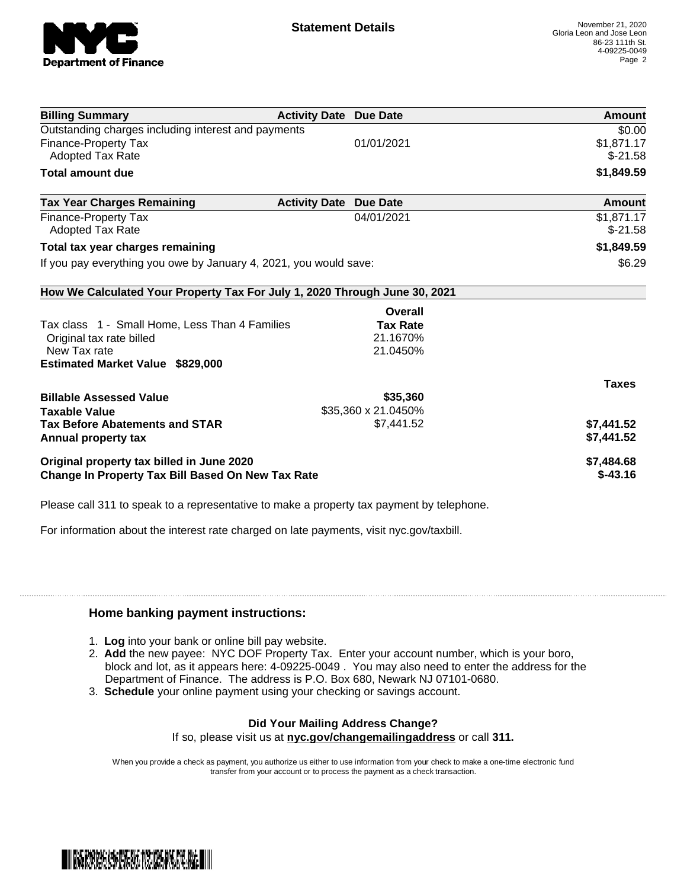## Statement Details

November 21, 2020
Gloria Leon and Jose Leon
86-23 111th St.
4-09225-0049

| Billing Summary | Activity Date | Due Date | Amount |
|---|---|---|---|
| Outstanding charges including interest and payments | | | $0.00 |
| Finance-Property Tax | | 01/01/2021 | $1,871.17 |
| Adopted Tax Rate | | | $-21.58 |
| **Total amount due** | | | **$1,849.59** |

| Tax Year Charges Remaining | Activity Date | Due Date | Amount |
|---|---|---|---|
| Finance-Property Tax | | 04/01/2021 | $1,871.17 |
| Adopted Tax Rate | | | $-21.58 |
| **Total tax year charges remaining** | | | **$1,849.59** |
| If you pay everything you owe by January 4, 2021, you would save: | | | $6.29 |

### How We Calculated Your Property Tax For July 1, 2020 Through June 30, 2021

| | Overall Tax Rate | |
|---|---|---|
| Tax class 1 - Small Home, Less Than 4 Families | | |
| Original tax rate billed | 21.1670% | |
| New Tax rate | 21.0450% | |
| **Estimated Market Value $829,000** | | |
| | | **Taxes** |
| **Billable Assessed Value** | **$35,360** | |
| **Taxable Value** | $35,360 x 21.0450% | |
| **Tax Before Abatements and STAR** | $7,441.52 | **$7,441.52** |
| **Annual property tax** | | **$7,441.52** |
| **Original property tax billed in June 2020** | | **$7,484.68** |
| **Change In Property Tax Bill Based On New Tax Rate** | | **$-43.16** |

Please call 311 to speak to a representative to make a property tax payment by telephone.

For information about the interest rate charged on late payments, visit nyc.gov/taxbill.

### Home banking payment instructions:

1. **Log** into your bank or online bill pay website.
2. **Add** the new payee: NYC DOF Property Tax. Enter your account number, which is your boro, block and lot, as it appears here: 4-09225-0049 . You may also need to enter the address for the Department of Finance. The address is P.O. Box 680, Newark NJ 07101-0680.
3. **Schedule** your online payment using your checking or savings account.

**Did Your Mailing Address Change?**

If so, please visit us at **nyc.gov/changemailingaddress** or call **311.**

When you provide a check as payment, you authorize us either to use information from your check to make a one-time electronic fund transfer from your account or to process the payment as a check transaction.